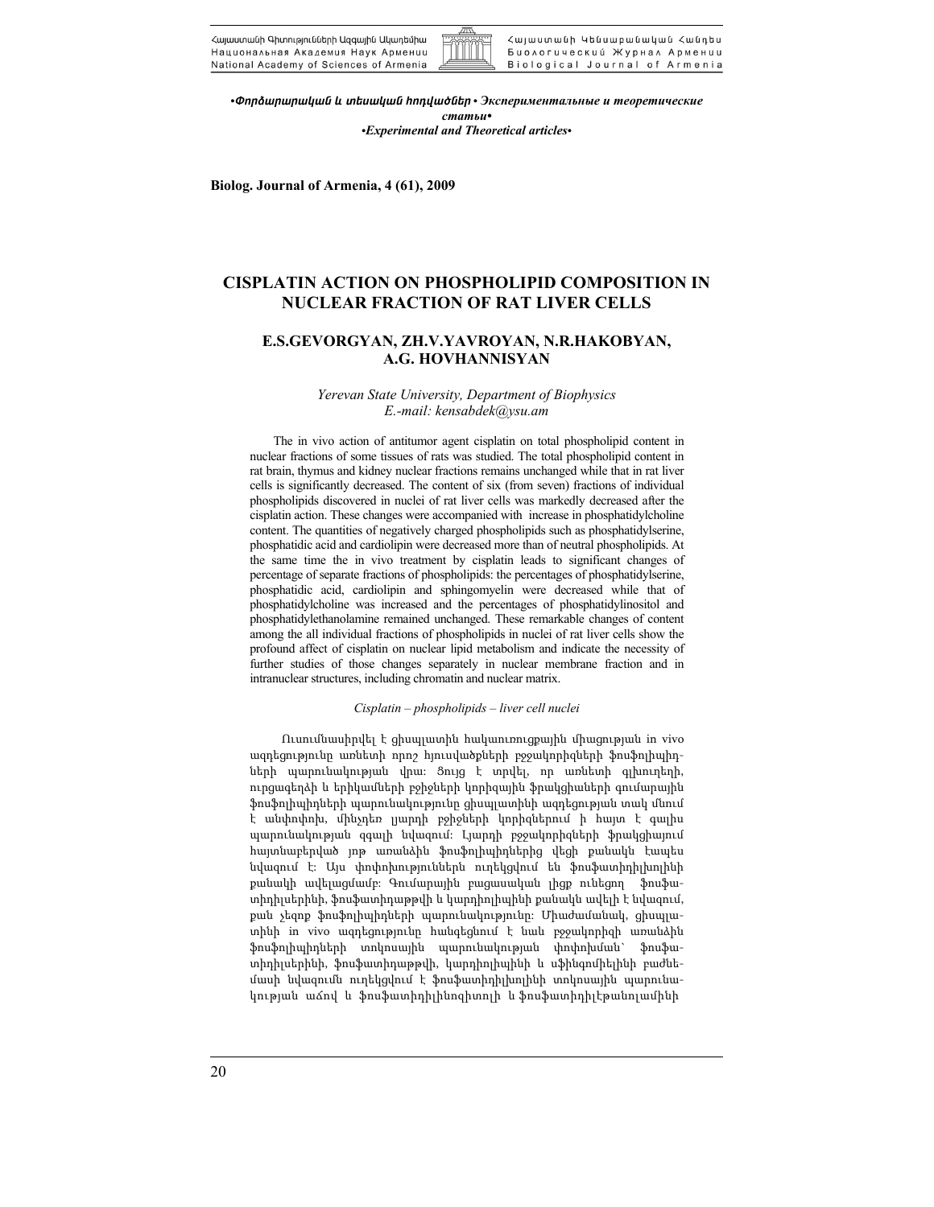•Փորձարարական և տեսական հոդվածներ • Экспериментальные и теоретические статьи•
•Experimental and Theoretical articles•

**Biolog. Journal of Armenia, 4 (61), 2009**

# CISPLATIN ACTION ON PHOSPHOLIPID COMPOSITION IN NUCLEAR FRACTION OF RAT LIVER CELLS

## E.S.GEVORGYAN, ZH.V.YAVROYAN, N.R.HAKOBYAN, A.G. HOVHANNISYAN

*Yerevan State University, Department of Biophysics*
*E.-mail: kensabdek@ysu.am*

The in vivo action of antitumor agent cisplatin on total phospholipid content in nuclear fractions of some tissues of rats was studied. The total phospholipid content in rat brain, thymus and kidney nuclear fractions remains unchanged while that in rat liver cells is significantly decreased. The content of six (from seven) fractions of individual phospholipids discovered in nuclei of rat liver cells was markedly decreased after the cisplatin action. These changes were accompanied with increase in phosphatidylcholine content. The quantities of negatively charged phospholipids such as phosphatidylserine, phosphatidic acid and cardiolipin were decreased more than of neutral phospholipids. At the same time the in vivo treatment by cisplatin leads to significant changes of percentage of separate fractions of phospholipids: the percentages of phosphatidylserine, phosphatidic acid, cardiolipin and sphingomyelin were decreased while that of phosphatidylcholine was increased and the percentages of phosphatidylinositol and phosphatidylethanolamine remained unchanged. These remarkable changes of content among the all individual fractions of phospholipids in nuclei of rat liver cells show the profound affect of cisplatin on nuclear lipid metabolism and indicate the necessity of further studies of those changes separately in nuclear membrane fraction and in intranuclear structures, including chromatin and nuclear matrix.

*Cisplatin – phospholipids – liver cell nuclei*

Ուսումնասիրվել է ցիսպլատին հակաուռուցքային միացության in vivo ազդեցությունը առնետի որոշ հյուսվածքների բջջակորիզների ֆոսֆոլիպիդների պարունակության վրա: Ցույց է տրվել, որ առնետի գլխուղեղի, ուրցագեղձի և երիկամների բջիջների կորիզային ֆրակցիաների գումարային ֆոսֆոլիպիդների պարունակությունը ցիսպլատինի ազդեցության տակ մնում է անփոփոխ, մինչդեռ լյարդի բջիջների կորիզներում ի հայտ է գալիս պարունակության զգալի նվազում: Լյարդի բջջակորիզների ֆրակցիայում հայտնաբերված յոթ առանձին ֆոսֆոլիպիդներից վեցի քանակն էապես նվազում է: Այս փոփոխություններն ուղեկցվում են ֆոսֆատիդիլխոլինի քանակի ավելացմամբ: Գումարային բացասական լիցք ունեցող ֆոսֆատիդիլսերինի, ֆոսֆատիդաթթվի և կարդիոլիպինի քանակն ավելի է նվազում, քան չեզոք ֆոսֆոլիպիդների պարունակությունը: Միաժամանակ, ցիսպլատինի in vivo ազդեցությունը հանգեցնում է նաև բջջակորիզի առանձին ֆոսֆոլիպիդների տոկոսային պարունակության փոփոխման՝ ֆոսֆատիդիլսերինի, ֆոսֆատիդաթթվի, կարդիոլիպինի և սֆինգոմիելինի բաժնեմասի նվազումն ուղեկցվում է ֆոսֆատիդիլխոլինի տոկոսային պարունակության աճով և ֆոսֆատիդիլինոզիտոլի և ֆոսֆատիդիլէթանոլամինի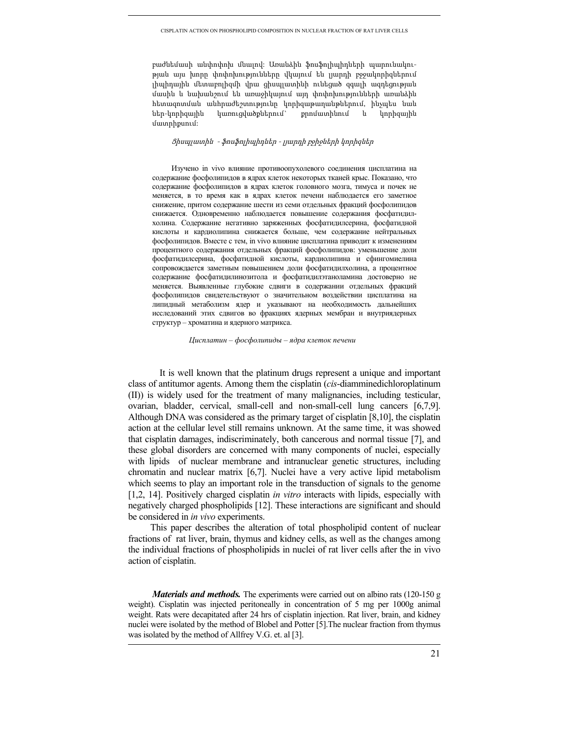բաժնեմասի անփոփոխ մնալով։ Առանձին ֆոսֆոլիպիդների պարունակության այս խորը փոփոխությունները վկայում են լյարդի բջջակորիզներում լիպիդային մետաբոլիզմի վրա ցիսպլատինի ունեցած զգալի ազդեցության մասին և նախանշում են առաջիկայում այդ փոփոխությունների առանձին հետազոտման անհրաժեշտությունը կորիզաթաղանթներում, ինչպես նաև ներ-կորիզային կառուցվածքներում՝ քրոմատինում և կորիզային մատրիքսում։

*Ցիսպլատին - ֆոսֆոլիպիդներ - լյարդի բջիջների կորիզներ*

Изучено in vivo влияние противоопухолевого соединения цисплатина на содержание фосфолипидов в ядрах клеток некоторых тканей крыс. Показано, что содержание фосфолипидов в ядрах клеток головного мозга, тимуса и почек не меняется, в то время как в ядрах клеток печени наблюдается его заметное снижение, притом содержание шести из семи отдельных фракций фосфолипидов снижается. Одновременно наблюдается повышение содержания фосфатидилхолина. Содержание негативно заряженных фосфатидилсерина, фосфатидной кислоты и кардиолипина снижается больше, чем содержание нейтральных фосфолипидов. Вместе с тем, in vivo влияние цисплатина приводит к изменениям процентного содержания отдельных фракций фосфолипидов: уменьшение доли фосфатидилсерина, фосфатидной кислоты, кардиолипина и сфингомиелина сопровождается заметным повышением доли фосфатидилхолина, а процентное содержание фосфатидилинозитола и фосфатидилэтаноламина достоверно не меняется. Выявленные глубокие сдвиги в содержании отдельных фракций фосфолипидов свидетельствуют о значительном воздействии цисплатина на липидный метаболизм ядер и указывают на необходимость дальнейших исследований этих сдвигов во фракциях ядерных мембран и внутриядерных структур – хроматина и ядерного матрикса.

*Цисплатин – фосфолипиды – ядра клеток печени*

It is well known that the platinum drugs represent a unique and important class of antitumor agents. Among them the cisplatin (*cis*-diamminedichloroplatinum (II)) is widely used for the treatment of many malignancies, including testicular, ovarian, bladder, cervical, small-cell and non-small-cell lung cancers [6,7,9]. Although DNA was considered as the primary target of cisplatin [8,10], the cisplatin action at the cellular level still remains unknown. At the same time, it was showed that cisplatin damages, indiscriminately, both cancerous and normal tissue [7], and these global disorders are concerned with many components of nuclei, especially with lipids of nuclear membrane and intranuclear genetic structures, including chromatin and nuclear matrix [6,7]. Nuclei have a very active lipid metabolism which seems to play an important role in the transduction of signals to the genome [1,2, 14]. Positively charged cisplatin *in vitro* interacts with lipids, especially with negatively charged phospholipids [12]. These interactions are significant and should be considered in *in vivo* experiments.

This paper describes the alteration of total phospholipid content of nuclear fractions of rat liver, brain, thymus and kidney cells, as well as the changes among the individual fractions of phospholipids in nuclei of rat liver cells after the in vivo action of cisplatin.

***Materials and methods.*** The experiments were carried out on albino rats (120-150 g weight). Cisplatin was injected peritoneally in concentration of 5 mg per 1000g animal weight. Rats were decapitated after 24 hrs of cisplatin injection. Rat liver, brain, and kidney nuclei were isolated by the method of Blobel and Potter [5].The nuclear fraction from thymus was isolated by the method of Allfrey V.G. et. al [3].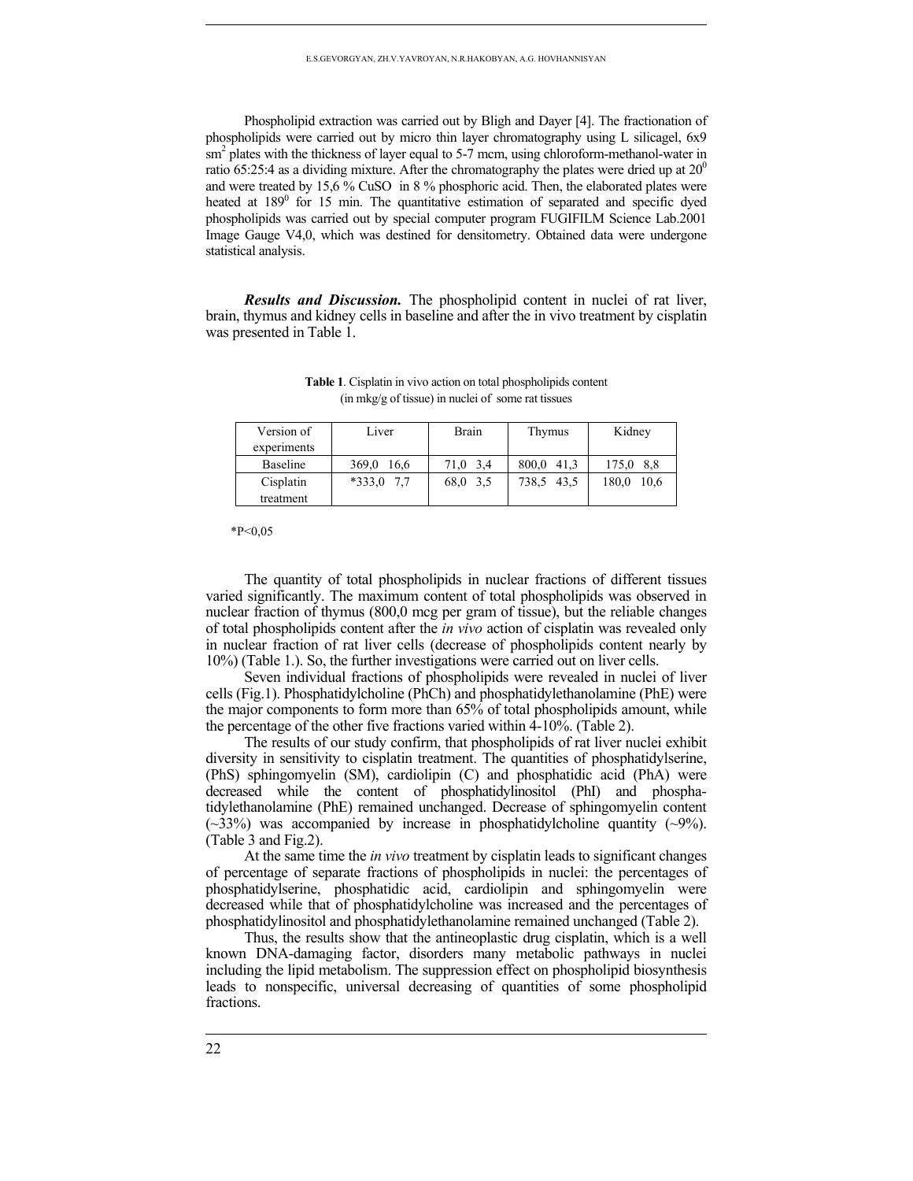Phospholipid extraction was carried out by Bligh and Dayer [4]. The fractionation of phospholipids were carried out by micro thin layer chromatography using L silicagel, 6x9 $sm^2$ plates with the thickness of layer equal to 5-7 mcm, using chloroform-methanol-water in ratio 65:25:4 as a dividing mixture. After the chromatography the plates were dried up at $20^0$ and were treated by 15,6 % CuSO  in 8 % phosphoric acid. Then, the elaborated plates were heated at $189^0$ for 15 min. The quantitative estimation of separated and specific dyed phospholipids was carried out by special computer program FUGIFILM Science Lab.2001 Image Gauge V4,0, which was destined for densitometry. Obtained data were undergone statistical analysis.

***Results and Discussion.*** The phospholipid content in nuclei of rat liver, brain, thymus and kidney cells in baseline and after the in vivo treatment by cisplatin was presented in Table 1.

**Table 1**. Cisplatin in vivo action on total phospholipids content (in mkg/g of tissue) in nuclei of some rat tissues

| Version of experiments | Liver | Brain | Thymus | Kidney |
|---|---|---|---|---|
| Baseline | 369,0 16,6 | 71,0 3,4 | 800,0 41,3 | 175,0 8,8 |
| Cisplatin treatment | *333,0 7,7 | 68,0 3,5 | 738,5 43,5 | 180,0 10,6 |

*P<0,05

The quantity of total phospholipids in nuclear fractions of different tissues varied significantly. The maximum content of total phospholipids was observed in nuclear fraction of thymus (800,0 mcg per gram of tissue), but the reliable changes of total phospholipids content after the *in vivo* action of cisplatin was revealed only in nuclear fraction of rat liver cells (decrease of phospholipids content nearly by 10%) (Table 1.). So, the further investigations were carried out on liver cells.

Seven individual fractions of phospholipids were revealed in nuclei of liver cells (Fig.1). Phosphatidylcholine (PhCh) and phosphatidylethanolamine (PhE) were the major components to form more than 65% of total phospholipids amount, while the percentage of the other five fractions varied within 4-10%. (Table 2).

The results of our study confirm, that phospholipids of rat liver nuclei exhibit diversity in sensitivity to cisplatin treatment. The quantities of phosphatidylserine, (PhS) sphingomyelin (SM), cardiolipin (C) and phosphatidic acid (PhA) were decreased while the content of phosphatidylinositol (PhI) and phosphatidylethanolamine (PhE) remained unchanged. Decrease of sphingomyelin content (~33%) was accompanied by increase in phosphatidylcholine quantity (~9%). (Table 3 and Fig.2).

At the same time the *in vivo* treatment by cisplatin leads to significant changes of percentage of separate fractions of phospholipids in nuclei: the percentages of phosphatidylserine, phosphatidic acid, cardiolipin and sphingomyelin were decreased while that of phosphatidylcholine was increased and the percentages of phosphatidylinositol and phosphatidylethanolamine remained unchanged (Table 2).

Thus, the results show that the antineoplastic drug cisplatin, which is a well known DNA-damaging factor, disorders many metabolic pathways in nuclei including the lipid metabolism. The suppression effect on phospholipid biosynthesis leads to nonspecific, universal decreasing of quantities of some phospholipid fractions.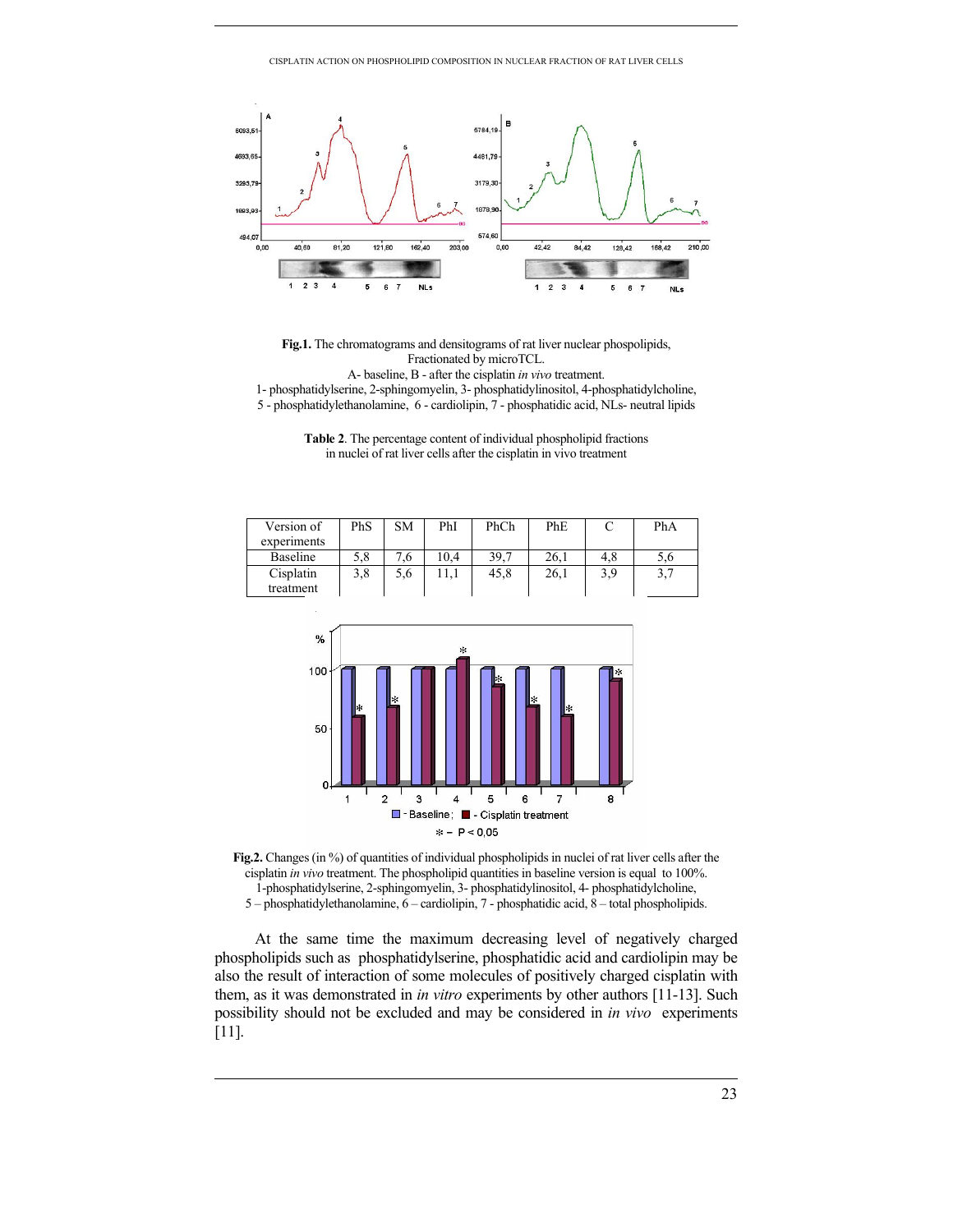A

6093,51
4693,65
3293,79
1693,93
494,07
0,00 40,60 81,20 121,80 162,40 203,00

1 2 3 4 5 6 7 NLs

B

6784,19
4481,79
3179,30
1878,90
574,60
0,00 42,42 84,42 126,42 168,42 210,00

1 2 3 4 5 6 7 NLs

**Fig.1.** The chromatograms and densitograms of rat liver nuclear phospolipids, Fractionated by microTCL.
A- baseline, B - after the cisplatin *in vivo* treatment.
1- phosphatidylserine, 2-sphingomyelin, 3- phosphatidylinositol, 4-phosphatidylcholine, 5 - phosphatidylethanolamine, 6 - cardiolipin, 7 - phosphatidic acid, NLs- neutral lipids

**Table 2**. The percentage content of individual phospholipid fractions in nuclei of rat liver cells after the cisplatin in vivo treatment

| Version of experiments | PhS | SM | PhI | PhCh | PhE | C | PhA |
|---|---|---|---|---|---|---|---|
| Baseline | 5,8 | 7,6 | 10,4 | 39,7 | 26,1 | 4,8 | 5,6 |
| Cisplatin treatment | 3,8 | 5,6 | 11,1 | 45,8 | 26,1 | 3,9 | 3,7 |

%
100
50
0
1 2 3 4 5 6 7 8
- Baseline; - Cisplatin treatment
* – P < 0,05

**Fig.2.** Changes (in %) of quantities of individual phospholipids in nuclei of rat liver cells after the cisplatin *in vivo* treatment. The phospholipid quantities in baseline version is equal to 100%.
1-phosphatidylserine, 2-sphingomyelin, 3- phosphatidylinositol, 4- phosphatidylcholine,
5 – phosphatidylethanolamine, 6 – cardiolipin, 7 - phosphatidic acid, 8 – total phospholipids.

At the same time the maximum decreasing level of negatively charged phospholipids such as phosphatidylserine, phosphatidic acid and cardiolipin may be also the result of interaction of some molecules of positively charged cisplatin with them, as it was demonstrated in *in vitro* experiments by other authors [11-13]. Such possibility should not be excluded and may be considered in *in vivo* experiments [11].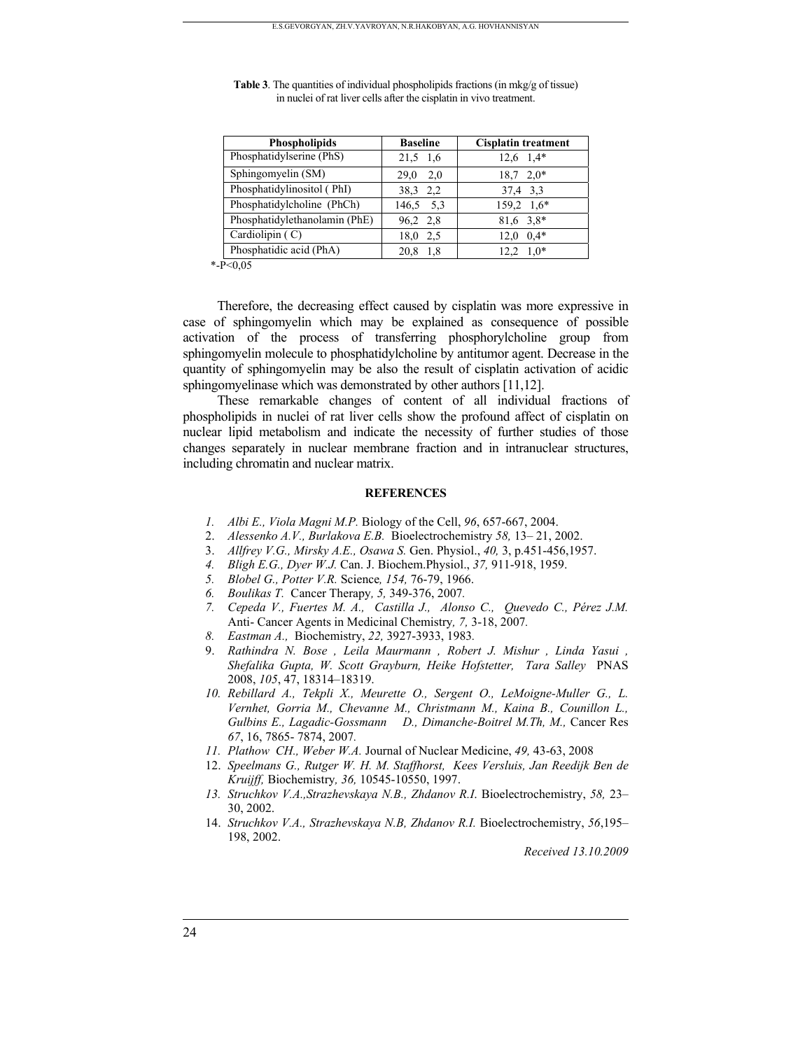**Table 3**. The quantities of individual phospholipids fractions (in mkg/g of tissue) in nuclei of rat liver cells after the cisplatin in vivo treatment.

| Phospholipids | Baseline | Cisplatin treatment |
|---|---|---|
| Phosphatidylserine (PhS) | 21,5 1,6 | 12,6 1,4* |
| Sphingomyelin (SM) | 29,0 2,0 | 18,7 2,0* |
| Phosphatidylinositol ( PhI) | 38,3 2,2 | 37,4 3,3 |
| Phosphatidylcholine (PhCh) | 146,5 5,3 | 159,2 1,6* |
| Phosphatidylethanolamin (PhE) | 96,2 2,8 | 81,6 3,8* |
| Cardiolipin ( C) | 18,0 2,5 | 12,0 0,4* |
| Phosphatidic acid (PhA) | 20,8 1,8 | 12,2 1,0* |

*-P<0,05

Therefore, the decreasing effect caused by cisplatin was more expressive in case of sphingomyelin which may be explained as consequence of possible activation of the process of transferring phosphorylcholine group from sphingomyelin molecule to phosphatidylcholine by antitumor agent. Decrease in the quantity of sphingomyelin may be also the result of cisplatin activation of acidic sphingomyelinase which was demonstrated by other authors [11,12].

These remarkable changes of content of all individual fractions of phospholipids in nuclei of rat liver cells show the profound affect of cisplatin on nuclear lipid metabolism and indicate the necessity of further studies of those changes separately in nuclear membrane fraction and in intranuclear structures, including chromatin and nuclear matrix.

## REFERENCES

1. *Albi E., Viola Magni M.P.* Biology of the Cell, *96*, 657-667, 2004.
2. *Alessenko A.V., Burlakova E.B.* Bioelectrochemistry *58,* 13– 21, 2002.
3. *Allfrey V.G., Mirsky A.E., Osawa S.* Gen. Physiol., *40,* 3, p.451-456,1957.
4. *Bligh E.G., Dyer W.J.* Can. J. Biochem.Physiol., *37,* 911-918, 1959.
5. *Blobel G., Potter V.R.* Science*, 154,* 76-79, 1966.
6. *Boulikas T.* Cancer Therapy*, 5,* 349-376, 2007*.*
7. *Cepeda V., Fuertes M. A., Castilla J., Alonso C., Quevedo C., Pérez J.M.* Anti- Cancer Agents in Medicinal Chemistry*, 7,* 3-18, 2007*.*
8. *Eastman A.,* Biochemistry, *22,* 3927-3933, 1983*.*
9. *Rathindra N. Bose , Leila Maurmann , Robert J. Mishur , Linda Yasui , Shefalika Gupta, W. Scott Grayburn, Heike Hofstetter, Tara Salley* PNAS 2008, *105*, 47, 18314–18319.
10. *Rebillard A., Tekpli X., Meurette O., Sergent O., LeMoigne-Muller G., L. Vernhet, Gorria M., Chevanne M., Christmann M., Kaina B., Counillon L., Gulbins E., Lagadic-Gossmann D., Dimanche-Boitrel M.Th, M.,* Cancer Res *67*, 16, 7865- 7874, 2007*.*
11. *Plathow CH., Weber W.A.* Journal of Nuclear Medicine, *49,* 43-63, 2008
12. *Speelmans G., Rutger W. H. M. Staffhorst, Kees Versluis, Jan Reedijk Ben de Kruijff,* Biochemistry*, 36,* 10545-10550, 1997.
13. *Struchkov V.A.,Strazhevskaya N.B., Zhdanov R.I.* Bioelectrochemistry, *58,* 23–30, 2002.
14. *Struchkov V.A., Strazhevskaya N.B, Zhdanov R.I.* Bioelectrochemistry, *56*,195–198, 2002.

*Received 13.10.2009*